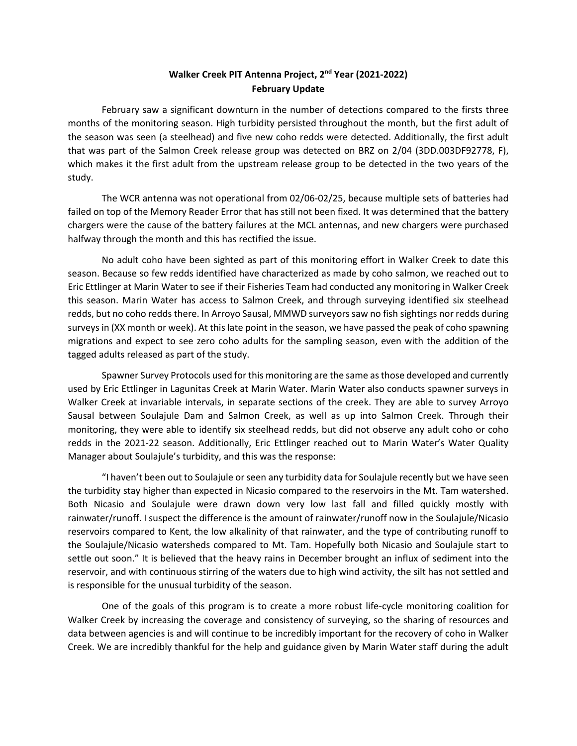# Walker Creek PIT Antenna Project, 2nd Year (2021-2022)
## February Update

February saw a significant downturn in the number of detections compared to the firsts three months of the monitoring season. High turbidity persisted throughout the month, but the first adult of the season was seen (a steelhead) and five new coho redds were detected. Additionally, the first adult that was part of the Salmon Creek release group was detected on BRZ on 2/04 (3DD.003DF92778, F), which makes it the first adult from the upstream release group to be detected in the two years of the study.

The WCR antenna was not operational from 02/06-02/25, because multiple sets of batteries had failed on top of the Memory Reader Error that has still not been fixed. It was determined that the battery chargers were the cause of the battery failures at the MCL antennas, and new chargers were purchased halfway through the month and this has rectified the issue.

No adult coho have been sighted as part of this monitoring effort in Walker Creek to date this season. Because so few redds identified have characterized as made by coho salmon, we reached out to Eric Ettlinger at Marin Water to see if their Fisheries Team had conducted any monitoring in Walker Creek this season. Marin Water has access to Salmon Creek, and through surveying identified six steelhead redds, but no coho redds there. In Arroyo Sausal, MMWD surveyors saw no fish sightings nor redds during surveys in (XX month or week). At this late point in the season, we have passed the peak of coho spawning migrations and expect to see zero coho adults for the sampling season, even with the addition of the tagged adults released as part of the study.

Spawner Survey Protocols used for this monitoring are the same as those developed and currently used by Eric Ettlinger in Lagunitas Creek at Marin Water. Marin Water also conducts spawner surveys in Walker Creek at invariable intervals, in separate sections of the creek. They are able to survey Arroyo Sausal between Soulajule Dam and Salmon Creek, as well as up into Salmon Creek. Through their monitoring, they were able to identify six steelhead redds, but did not observe any adult coho or coho redds in the 2021-22 season. Additionally, Eric Ettlinger reached out to Marin Water's Water Quality Manager about Soulajule's turbidity, and this was the response:

"I haven't been out to Soulajule or seen any turbidity data for Soulajule recently but we have seen the turbidity stay higher than expected in Nicasio compared to the reservoirs in the Mt. Tam watershed. Both Nicasio and Soulajule were drawn down very low last fall and filled quickly mostly with rainwater/runoff. I suspect the difference is the amount of rainwater/runoff now in the Soulajule/Nicasio reservoirs compared to Kent, the low alkalinity of that rainwater, and the type of contributing runoff to the Soulajule/Nicasio watersheds compared to Mt. Tam. Hopefully both Nicasio and Soulajule start to settle out soon." It is believed that the heavy rains in December brought an influx of sediment into the reservoir, and with continuous stirring of the waters due to high wind activity, the silt has not settled and is responsible for the unusual turbidity of the season.

One of the goals of this program is to create a more robust life-cycle monitoring coalition for Walker Creek by increasing the coverage and consistency of surveying, so the sharing of resources and data between agencies is and will continue to be incredibly important for the recovery of coho in Walker Creek. We are incredibly thankful for the help and guidance given by Marin Water staff during the adult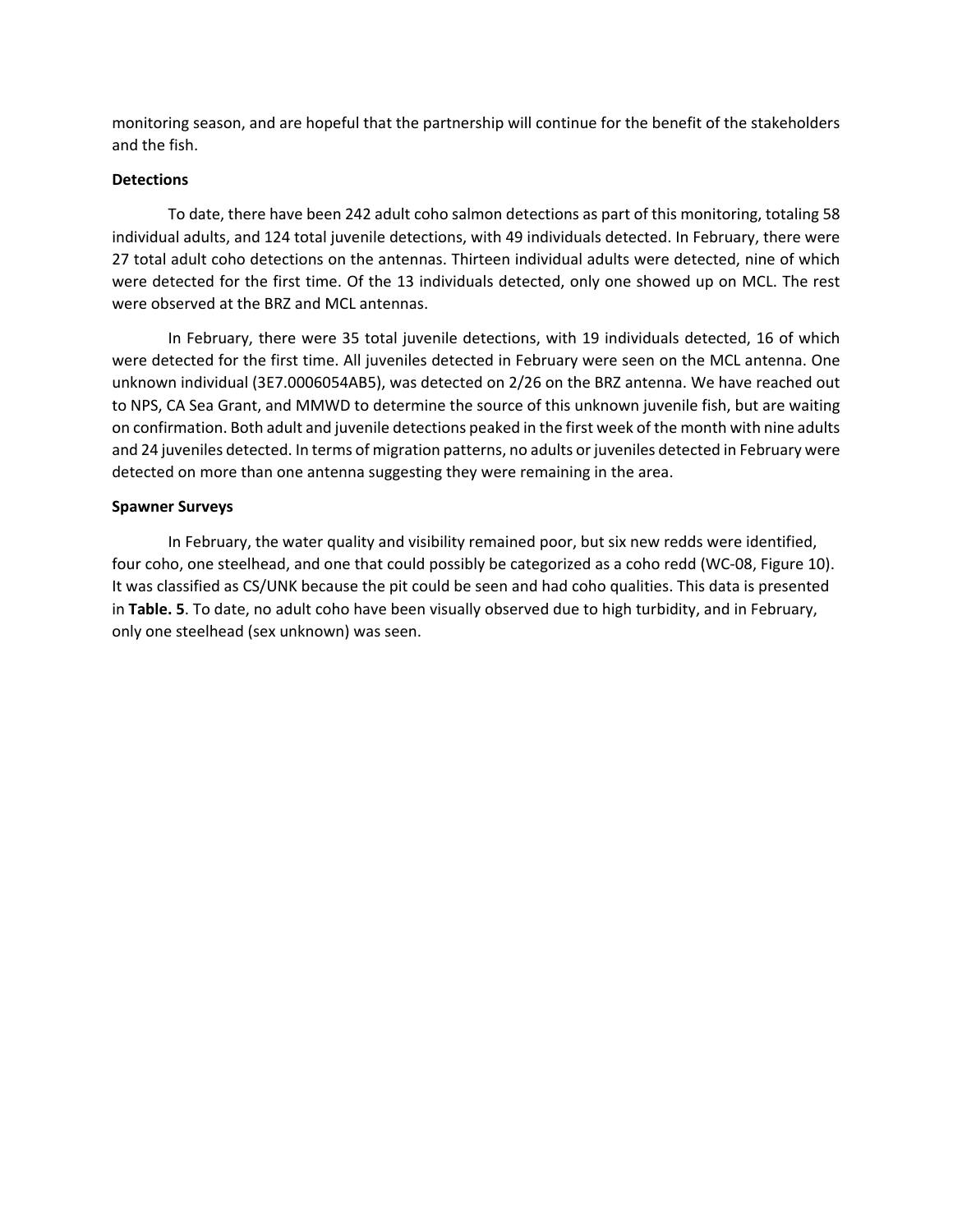monitoring season, and are hopeful that the partnership will continue for the benefit of the stakeholders and the fish.

**Detections**

To date, there have been 242 adult coho salmon detections as part of this monitoring, totaling 58 individual adults, and 124 total juvenile detections, with 49 individuals detected. In February, there were 27 total adult coho detections on the antennas. Thirteen individual adults were detected, nine of which were detected for the first time. Of the 13 individuals detected, only one showed up on MCL. The rest were observed at the BRZ and MCL antennas.

In February, there were 35 total juvenile detections, with 19 individuals detected, 16 of which were detected for the first time. All juveniles detected in February were seen on the MCL antenna. One unknown individual (3E7.0006054AB5), was detected on 2/26 on the BRZ antenna. We have reached out to NPS, CA Sea Grant, and MMWD to determine the source of this unknown juvenile fish, but are waiting on confirmation. Both adult and juvenile detections peaked in the first week of the month with nine adults and 24 juveniles detected. In terms of migration patterns, no adults or juveniles detected in February were detected on more than one antenna suggesting they were remaining in the area.

**Spawner Surveys**

In February, the water quality and visibility remained poor, but six new redds were identified, four coho, one steelhead, and one that could possibly be categorized as a coho redd (WC-08, Figure 10). It was classified as CS/UNK because the pit could be seen and had coho qualities. This data is presented in **Table. 5**. To date, no adult coho have been visually observed due to high turbidity, and in February, only one steelhead (sex unknown) was seen.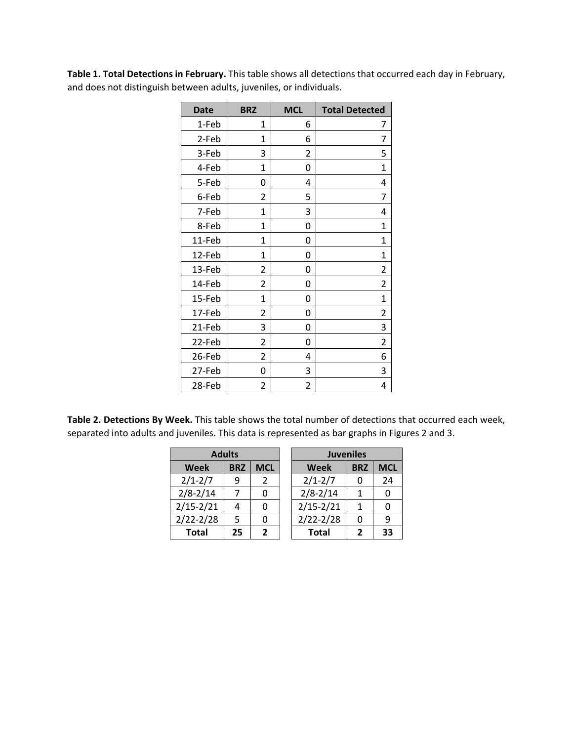**Table 1. Total Detections in February.** This table shows all detections that occurred each day in February, and does not distinguish between adults, juveniles, or individuals.

| Date | BRZ | MCL | Total Detected |
|---|---|---|---|
| 1-Feb | 1 | 6 | 7 |
| 2-Feb | 1 | 6 | 7 |
| 3-Feb | 3 | 2 | 5 |
| 4-Feb | 1 | 0 | 1 |
| 5-Feb | 0 | 4 | 4 |
| 6-Feb | 2 | 5 | 7 |
| 7-Feb | 1 | 3 | 4 |
| 8-Feb | 1 | 0 | 1 |
| 11-Feb | 1 | 0 | 1 |
| 12-Feb | 1 | 0 | 1 |
| 13-Feb | 2 | 0 | 2 |
| 14-Feb | 2 | 0 | 2 |
| 15-Feb | 1 | 0 | 1 |
| 17-Feb | 2 | 0 | 2 |
| 21-Feb | 3 | 0 | 3 |
| 22-Feb | 2 | 0 | 2 |
| 26-Feb | 2 | 4 | 6 |
| 27-Feb | 0 | 3 | 3 |
| 28-Feb | 2 | 2 | 4 |

**Table 2. Detections By Week.** This table shows the total number of detections that occurred each week, separated into adults and juveniles. This data is represented as bar graphs in Figures 2 and 3.

| Adults | | |
|---|---|---|
| **Week** | **BRZ** | **MCL** |
| 2/1-2/7 | 9 | 2 |
| 2/8-2/14 | 7 | 0 |
| 2/15-2/21 | 4 | 0 |
| 2/22-2/28 | 5 | 0 |
| **Total** | **25** | **2** |

| Juveniles | | |
|---|---|---|
| **Week** | **BRZ** | **MCL** |
| 2/1-2/7 | 0 | 24 |
| 2/8-2/14 | 1 | 0 |
| 2/15-2/21 | 1 | 0 |
| 2/22-2/28 | 0 | 9 |
| **Total** | **2** | **33** |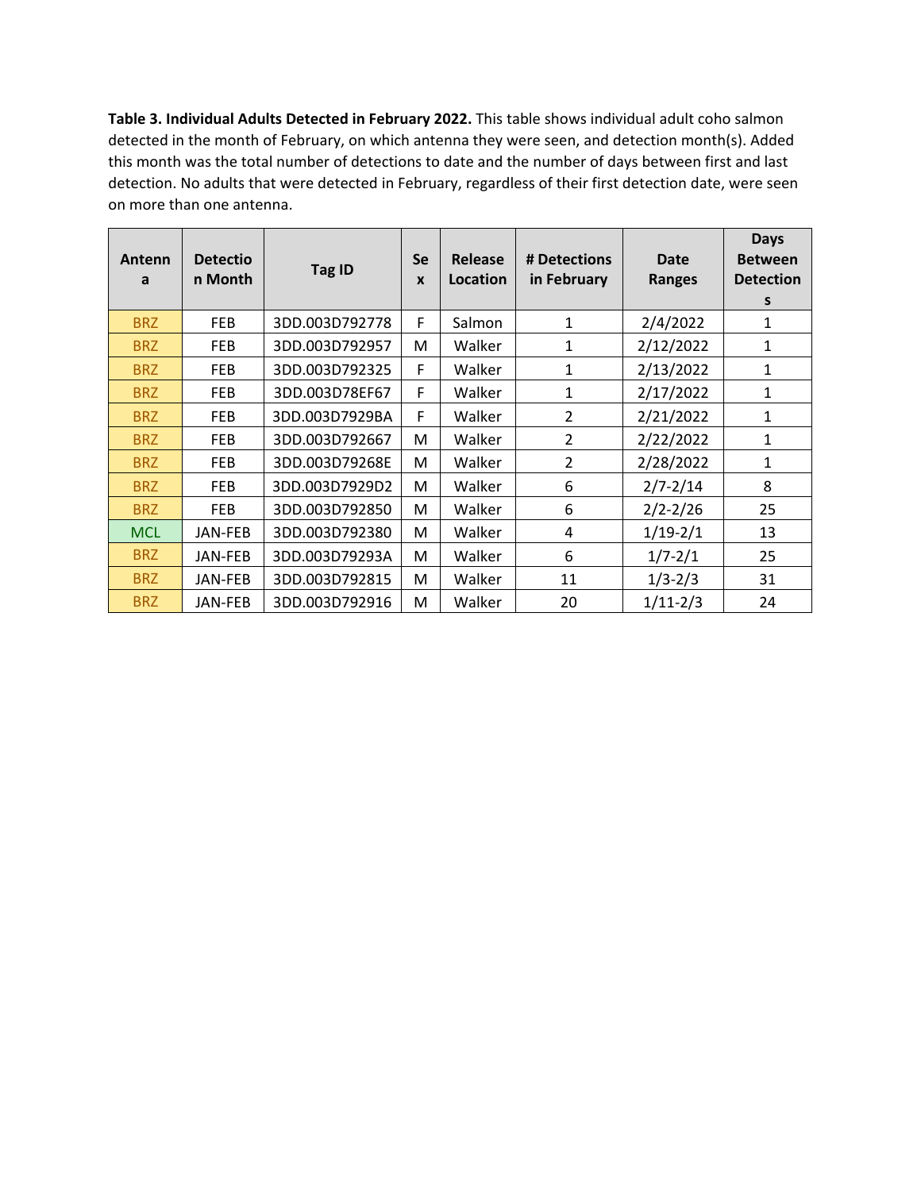**Table 3. Individual Adults Detected in February 2022.** This table shows individual adult coho salmon detected in the month of February, on which antenna they were seen, and detection month(s). Added this month was the total number of detections to date and the number of days between first and last detection. No adults that were detected in February, regardless of their first detection date, were seen on more than one antenna.

| Antenna | Detection Month | Tag ID | Sex | Release Location | # Detections in February | Date Ranges | Days Between Detections |
|---|---|---|---|---|---|---|---|
| BRZ | FEB | 3DD.003D792778 | F | Salmon | 1 | 2/4/2022 | 1 |
| BRZ | FEB | 3DD.003D792957 | M | Walker | 1 | 2/12/2022 | 1 |
| BRZ | FEB | 3DD.003D792325 | F | Walker | 1 | 2/13/2022 | 1 |
| BRZ | FEB | 3DD.003D78EF67 | F | Walker | 1 | 2/17/2022 | 1 |
| BRZ | FEB | 3DD.003D7929BA | F | Walker | 2 | 2/21/2022 | 1 |
| BRZ | FEB | 3DD.003D792667 | M | Walker | 2 | 2/22/2022 | 1 |
| BRZ | FEB | 3DD.003D79268E | M | Walker | 2 | 2/28/2022 | 1 |
| BRZ | FEB | 3DD.003D7929D2 | M | Walker | 6 | 2/7-2/14 | 8 |
| BRZ | FEB | 3DD.003D792850 | M | Walker | 6 | 2/2-2/26 | 25 |
| MCL | JAN-FEB | 3DD.003D792380 | M | Walker | 4 | 1/19-2/1 | 13 |
| BRZ | JAN-FEB | 3DD.003D79293A | M | Walker | 6 | 1/7-2/1 | 25 |
| BRZ | JAN-FEB | 3DD.003D792815 | M | Walker | 11 | 1/3-2/3 | 31 |
| BRZ | JAN-FEB | 3DD.003D792916 | M | Walker | 20 | 1/11-2/3 | 24 |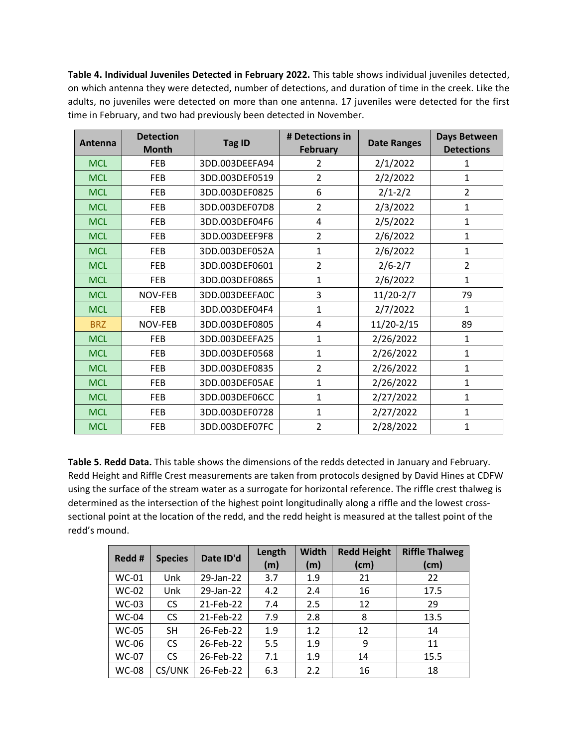**Table 4. Individual Juveniles Detected in February 2022.** This table shows individual juveniles detected, on which antenna they were detected, number of detections, and duration of time in the creek. Like the adults, no juveniles were detected on more than one antenna. 17 juveniles were detected for the first time in February, and two had previously been detected in November.

| Antenna | Detection Month | Tag ID | # Detections in February | Date Ranges | Days Between Detections |
|---|---|---|---|---|---|
| MCL | FEB | 3DD.003DEEFA94 | 2 | 2/1/2022 | 1 |
| MCL | FEB | 3DD.003DEF0519 | 2 | 2/2/2022 | 1 |
| MCL | FEB | 3DD.003DEF0825 | 6 | 2/1-2/2 | 2 |
| MCL | FEB | 3DD.003DEF07D8 | 2 | 2/3/2022 | 1 |
| MCL | FEB | 3DD.003DEF04F6 | 4 | 2/5/2022 | 1 |
| MCL | FEB | 3DD.003DEEF9F8 | 2 | 2/6/2022 | 1 |
| MCL | FEB | 3DD.003DEF052A | 1 | 2/6/2022 | 1 |
| MCL | FEB | 3DD.003DEF0601 | 2 | 2/6-2/7 | 2 |
| MCL | FEB | 3DD.003DEF0865 | 1 | 2/6/2022 | 1 |
| MCL | NOV-FEB | 3DD.003DEEFA0C | 3 | 11/20-2/7 | 79 |
| MCL | FEB | 3DD.003DEF04F4 | 1 | 2/7/2022 | 1 |
| BRZ | NOV-FEB | 3DD.003DEF0805 | 4 | 11/20-2/15 | 89 |
| MCL | FEB | 3DD.003DEEFA25 | 1 | 2/26/2022 | 1 |
| MCL | FEB | 3DD.003DEF0568 | 1 | 2/26/2022 | 1 |
| MCL | FEB | 3DD.003DEF0835 | 2 | 2/26/2022 | 1 |
| MCL | FEB | 3DD.003DEF05AE | 1 | 2/26/2022 | 1 |
| MCL | FEB | 3DD.003DEF06CC | 1 | 2/27/2022 | 1 |
| MCL | FEB | 3DD.003DEF0728 | 1 | 2/27/2022 | 1 |
| MCL | FEB | 3DD.003DEF07FC | 2 | 2/28/2022 | 1 |

**Table 5. Redd Data.** This table shows the dimensions of the redds detected in January and February. Redd Height and Riffle Crest measurements are taken from protocols designed by David Hines at CDFW using the surface of the stream water as a surrogate for horizontal reference. The riffle crest thalweg is determined as the intersection of the highest point longitudinally along a riffle and the lowest cross-sectional point at the location of the redd, and the redd height is measured at the tallest point of the redd's mound.

| Redd # | Species | Date ID'd | Length (m) | Width (m) | Redd Height (cm) | Riffle Thalweg (cm) |
|---|---|---|---|---|---|---|
| WC-01 | Unk | 29-Jan-22 | 3.7 | 1.9 | 21 | 22 |
| WC-02 | Unk | 29-Jan-22 | 4.2 | 2.4 | 16 | 17.5 |
| WC-03 | CS | 21-Feb-22 | 7.4 | 2.5 | 12 | 29 |
| WC-04 | CS | 21-Feb-22 | 7.9 | 2.8 | 8 | 13.5 |
| WC-05 | SH | 26-Feb-22 | 1.9 | 1.2 | 12 | 14 |
| WC-06 | CS | 26-Feb-22 | 5.5 | 1.9 | 9 | 11 |
| WC-07 | CS | 26-Feb-22 | 7.1 | 1.9 | 14 | 15.5 |
| WC-08 | CS/UNK | 26-Feb-22 | 6.3 | 2.2 | 16 | 18 |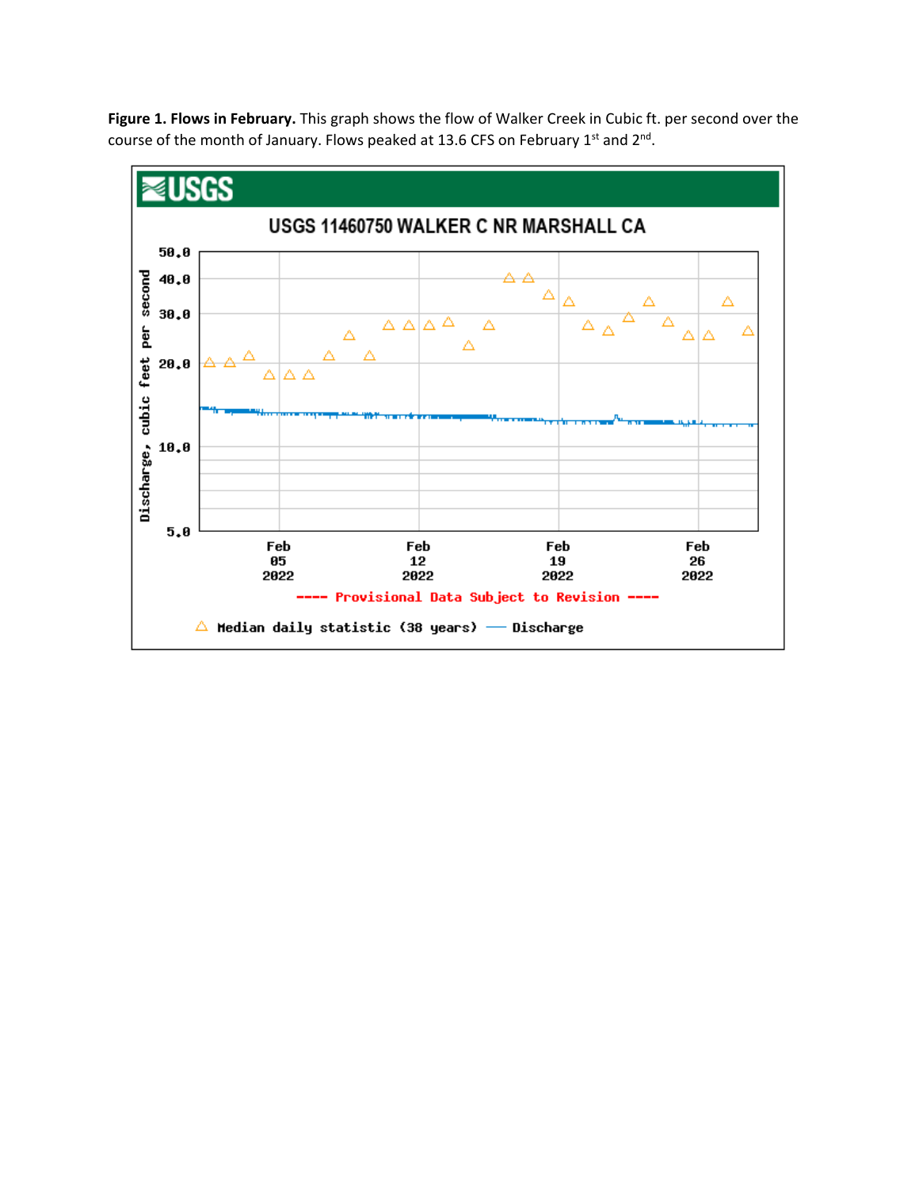**Figure 1. Flows in February.** This graph shows the flow of Walker Creek in Cubic ft. per second over the course of the month of January. Flows peaked at 13.6 CFS on February 1st and 2nd.

USGS

USGS 11460750 WALKER C NR MARSHALL CA

Discharge, cubic feet per second

50.0
40.0
30.0
20.0
10.0
5.0

Feb 05 2022 | Feb 12 2022 | Feb 19 2022 | Feb 26 2022

---- Provisional Data Subject to Revision ----

△ Median daily statistic (38 years) —— Discharge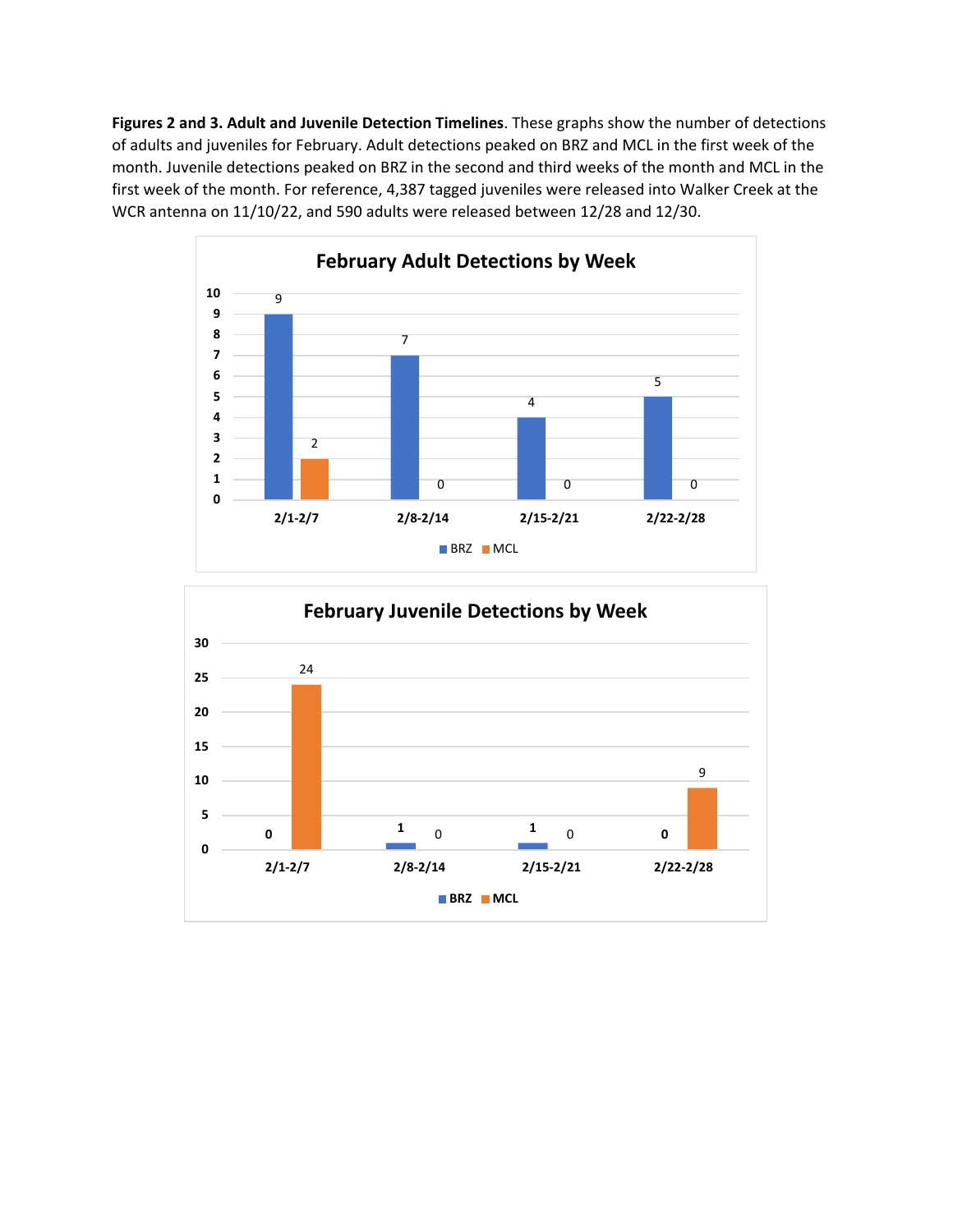**Figures 2 and 3. Adult and Juvenile Detection Timelines**. These graphs show the number of detections of adults and juveniles for February. Adult detections peaked on BRZ and MCL in the first week of the month. Juvenile detections peaked on BRZ in the second and third weeks of the month and MCL in the first week of the month. For reference, 4,387 tagged juveniles were released into Walker Creek at the WCR antenna on 11/10/22, and 590 adults were released between 12/28 and 12/30.

**February Adult Detections by Week**

| Week | BRZ | MCL |
| --- | --- | --- |
| 2/1-2/7 | 9 | 2 |
| 2/8-2/14 | 7 | 0 |
| 2/15-2/21 | 4 | 0 |
| 2/22-2/28 | 5 | 0 |

**February Juvenile Detections by Week**

| Week | BRZ | MCL |
| --- | --- | --- |
| 2/1-2/7 | 0 | 24 |
| 2/8-2/14 | 1 | 0 |
| 2/15-2/21 | 1 | 0 |
| 2/22-2/28 | 0 | 9 |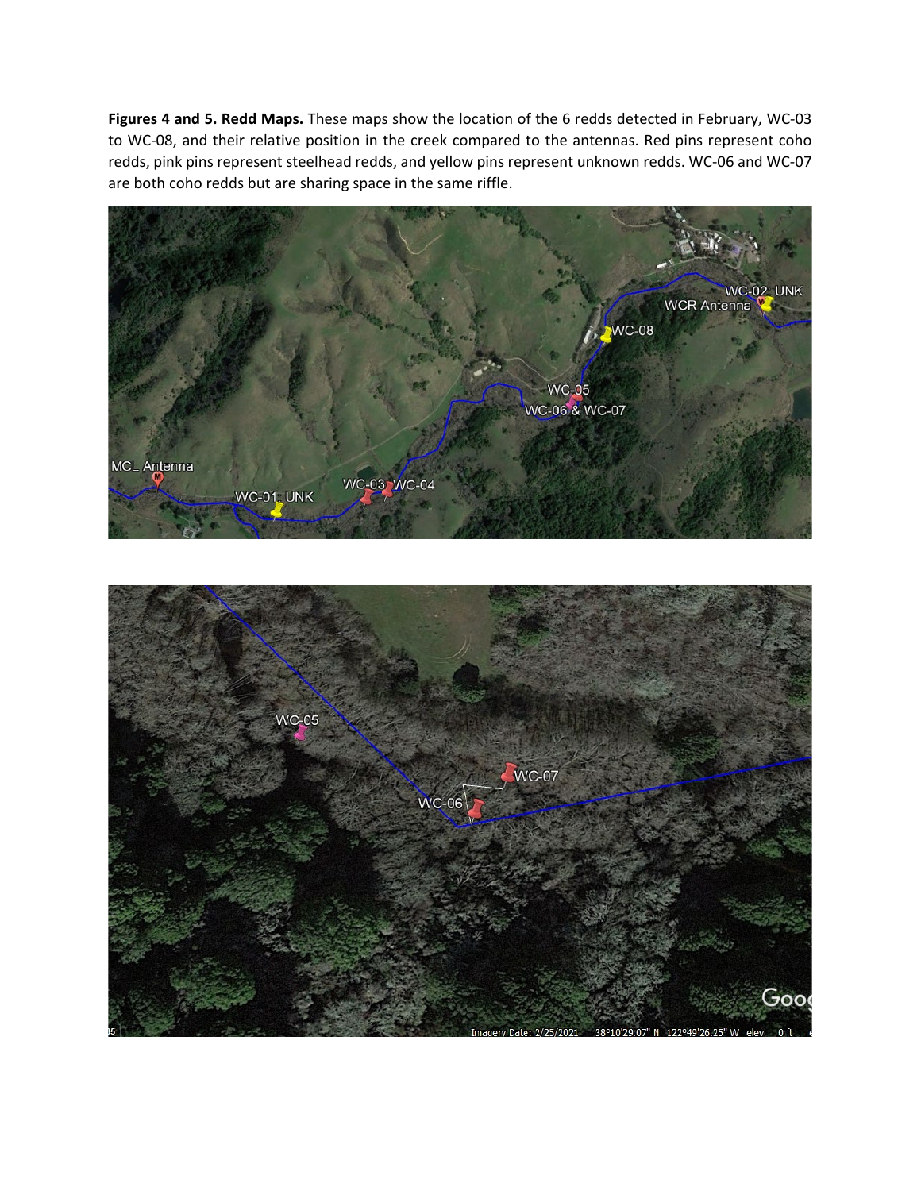**Figures 4 and 5. Redd Maps.** These maps show the location of the 6 redds detected in February, WC-03 to WC-08, and their relative position in the creek compared to the antennas. Red pins represent coho redds, pink pins represent steelhead redds, and yellow pins represent unknown redds. WC-06 and WC-07 are both coho redds but are sharing space in the same riffle.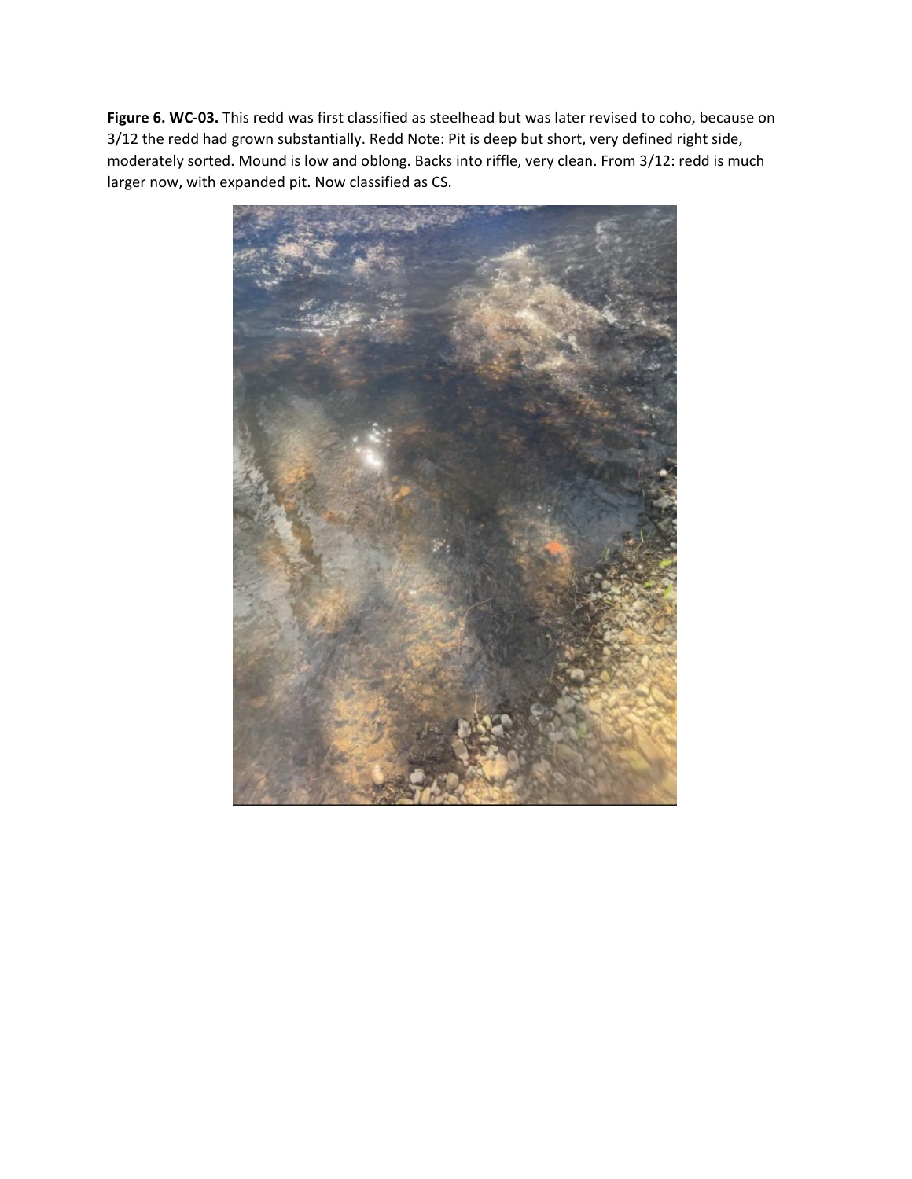**Figure 6. WC-03.** This redd was first classified as steelhead but was later revised to coho, because on 3/12 the redd had grown substantially. Redd Note: Pit is deep but short, very defined right side, moderately sorted. Mound is low and oblong. Backs into riffle, very clean. From 3/12: redd is much larger now, with expanded pit. Now classified as CS.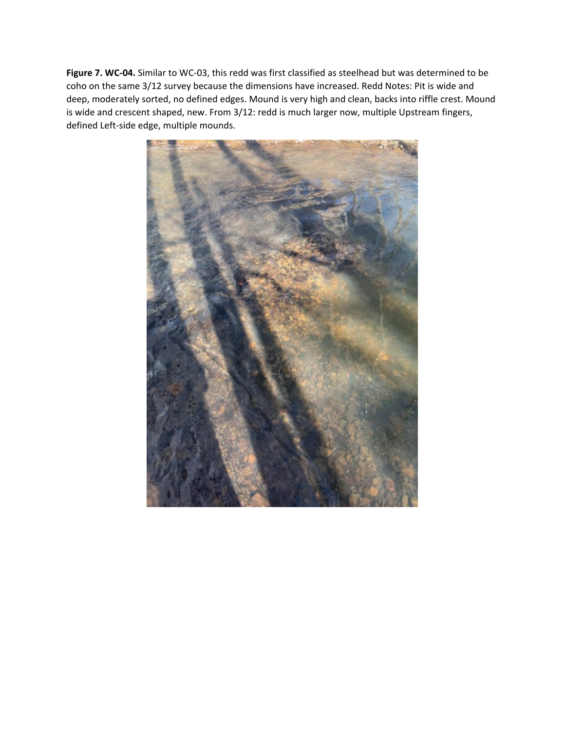**Figure 7. WC-04.** Similar to WC-03, this redd was first classified as steelhead but was determined to be coho on the same 3/12 survey because the dimensions have increased. Redd Notes: Pit is wide and deep, moderately sorted, no defined edges. Mound is very high and clean, backs into riffle crest. Mound is wide and crescent shaped, new. From 3/12: redd is much larger now, multiple Upstream fingers, defined Left-side edge, multiple mounds.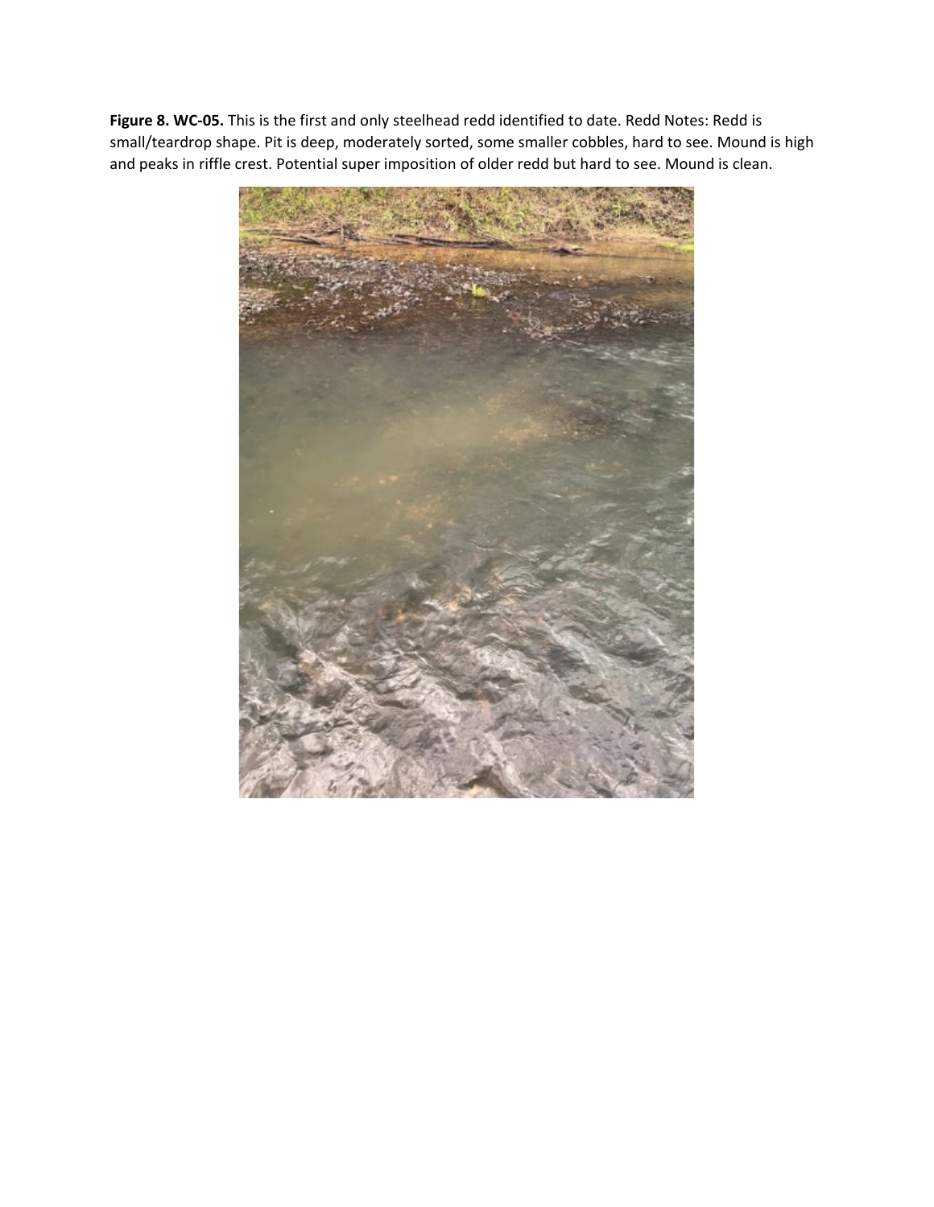**Figure 8. WC-05.** This is the first and only steelhead redd identified to date. Redd Notes: Redd is small/teardrop shape. Pit is deep, moderately sorted, some smaller cobbles, hard to see. Mound is high and peaks in riffle crest. Potential super imposition of older redd but hard to see. Mound is clean.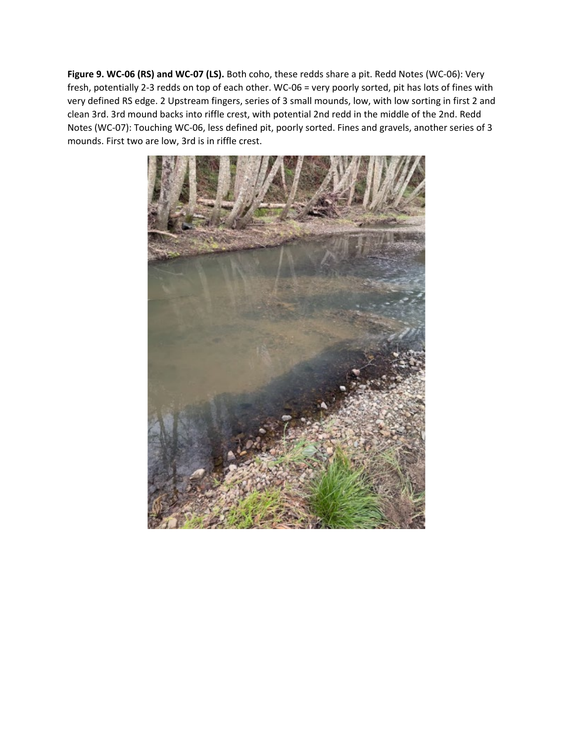**Figure 9. WC-06 (RS) and WC-07 (LS).** Both coho, these redds share a pit. Redd Notes (WC-06): Very fresh, potentially 2-3 redds on top of each other. WC-06 = very poorly sorted, pit has lots of fines with very defined RS edge. 2 Upstream fingers, series of 3 small mounds, low, with low sorting in first 2 and clean 3rd. 3rd mound backs into riffle crest, with potential 2nd redd in the middle of the 2nd. Redd Notes (WC-07): Touching WC-06, less defined pit, poorly sorted. Fines and gravels, another series of 3 mounds. First two are low, 3rd is in riffle crest.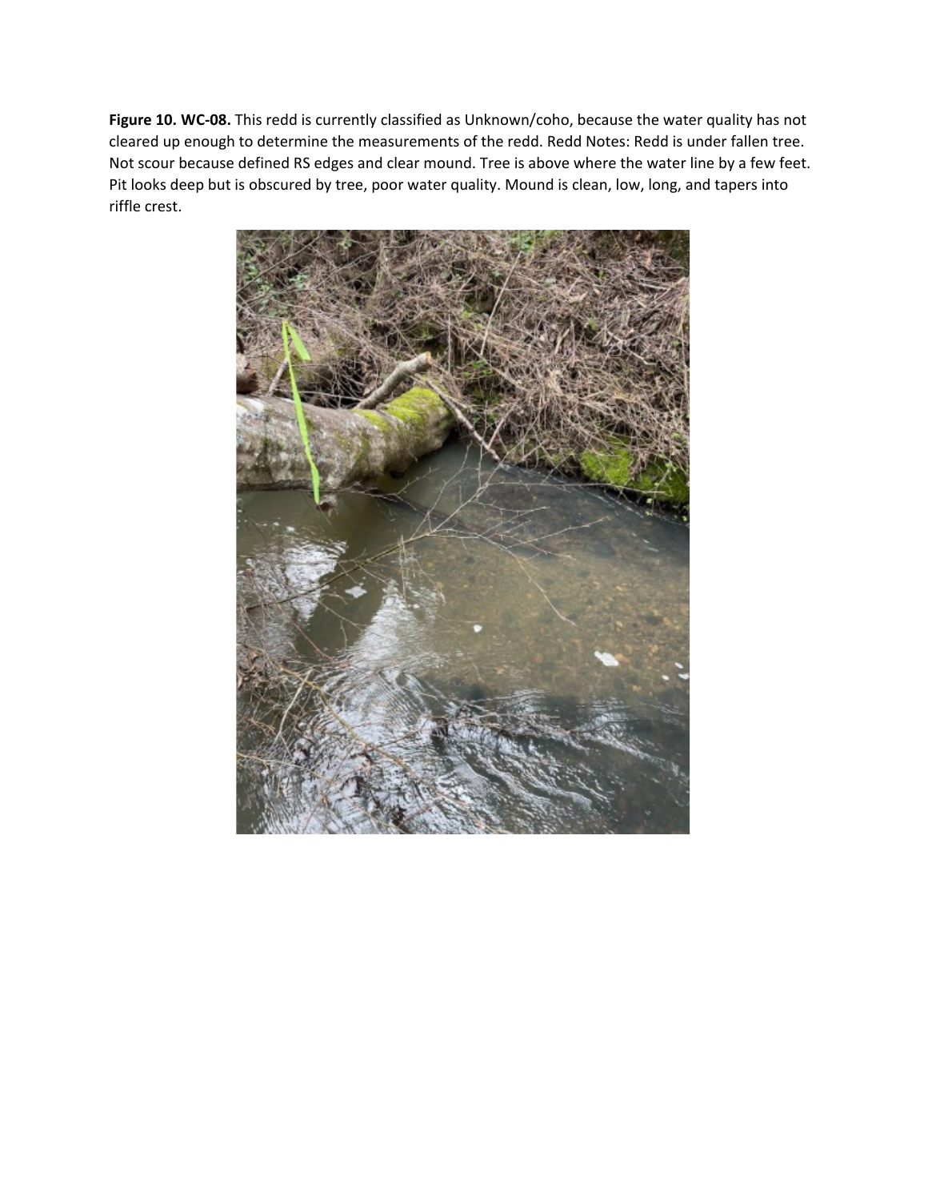**Figure 10. WC-08.** This redd is currently classified as Unknown/coho, because the water quality has not cleared up enough to determine the measurements of the redd. Redd Notes: Redd is under fallen tree. Not scour because defined RS edges and clear mound. Tree is above where the water line by a few feet. Pit looks deep but is obscured by tree, poor water quality. Mound is clean, low, long, and tapers into riffle crest.